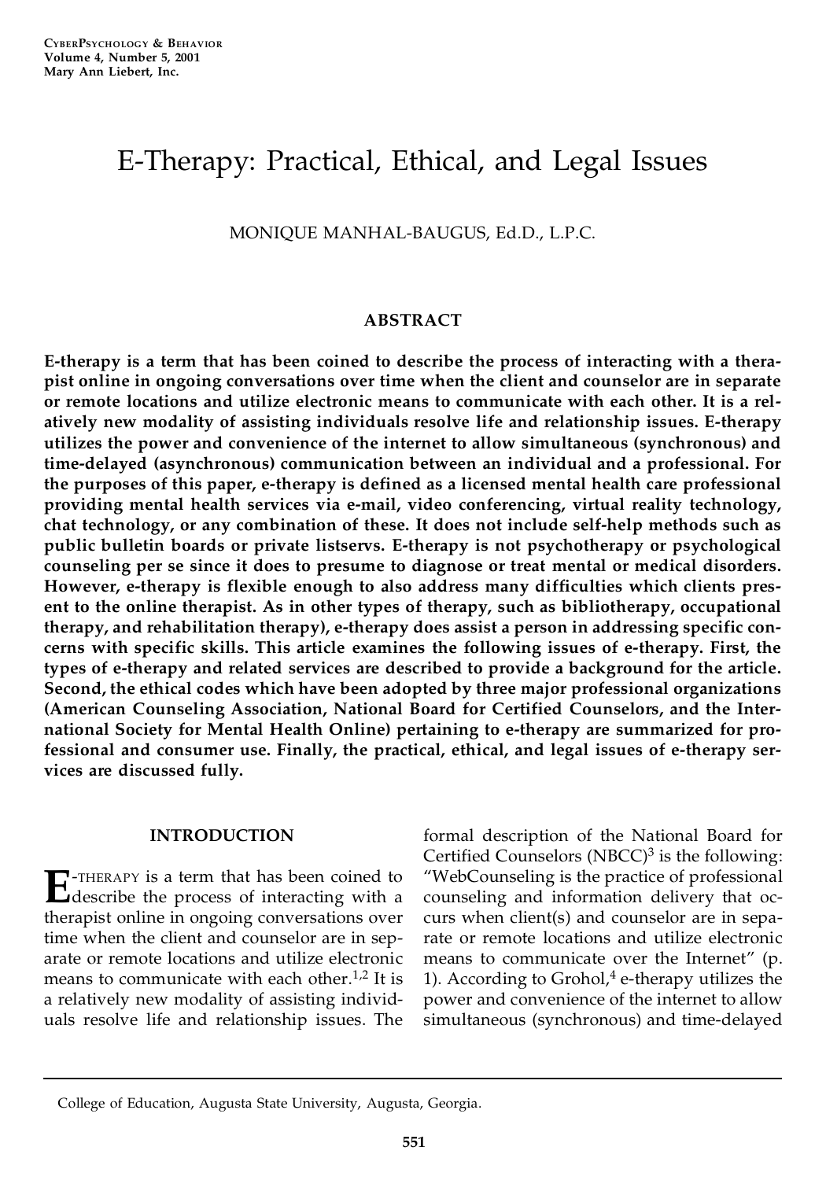# E-Therapy: Practical, Ethical, and Legal Issues

MONIQUE MANHAL-BAUGUS, Ed.D., L.P.C.

## ABSTRACT

**E-therapy is a term that has been coined to describe the process of interacting with a therapist online in ongoing conversations over time when the client and counselor are in separate or remote locations and utilize electronic means to communicate with each other. It is a relatively new modality of assisting individuals resolve life and relationship issues. E-therapy utilizes the power and convenience of the internet to allow simultaneous (synchronous) and time-delayed (asynchronous) communication between an individual and a professional. For the purposes of this paper, e-therapy is defined as a licensed mental health care professional providing mental health services via e-mail, video conferencing, virtual reality technology, chat technology, or any combination of these. It does not include self-help methods such as public bulletin boards or private listservs. E-therapy is not psychotherapy or psychological counseling per se since it does to presume to diagnose or treat mental or medical disorders. However, e-therapy is flexible enough to also address many difficulties which clients present to the online therapist. As in other types of therapy, such as bibliotherapy, occupational therapy, and rehabilitation therapy), e-therapy does assist a person in addressing specific concerns with specific skills. This article examines the following issues of e-therapy. First, the types of e-therapy and related services are described to provide a background for the article. Second, the ethical codes which have been adopted by three major professional organizations (American Counseling Association, National Board for Certified Counselors, and the International Society for Mental Health Online) pertaining to e-therapy are summarized for professional and consumer use. Finally, the practical, ethical, and legal issues of e-therapy services are discussed fully.**

## INTRODUCTION

E-THERAPY is a term that has been coined to describe the process of interacting with a therapist online in ongoing conversations over time when the client and counselor are in separate or remote locations and utilize electronic means to communicate with each other.[1,2] It is a relatively new modality of assisting individuals resolve life and relationship issues. The formal description of the National Board for Certified Counselors (NBCC)[3] is the following: "WebCounseling is the practice of professional counseling and information delivery that occurs when client(s) and counselor are in separate or remote locations and utilize electronic means to communicate over the Internet" (p. 1). According to Grohol,[4] e-therapy utilizes the power and convenience of the internet to allow simultaneous (synchronous) and time-delayed

College of Education, Augusta State University, Augusta, Georgia.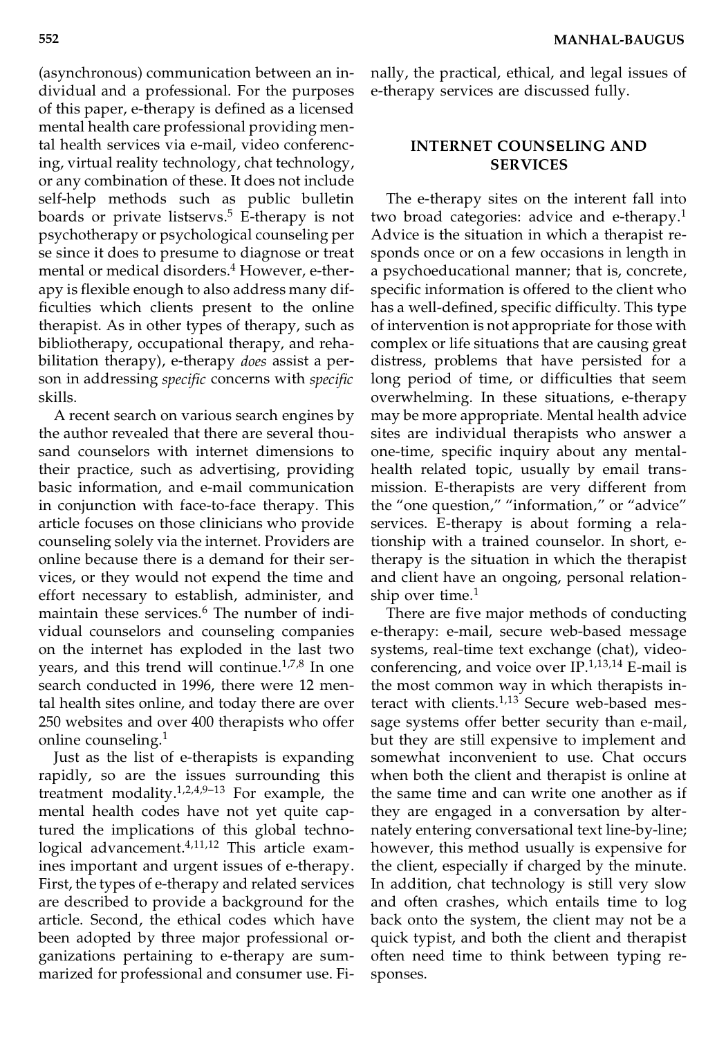(asynchronous) communication between an individual and a professional. For the purposes of this paper, e-therapy is defined as a licensed mental health care professional providing mental health services via e-mail, video conferencing, virtual reality technology, chat technology, or any combination of these. It does not include self-help methods such as public bulletin boards or private listservs.[5] E-therapy is not psychotherapy or psychological counseling per se since it does to presume to diagnose or treat mental or medical disorders.[4] However, e-therapy is flexible enough to also address many difficulties which clients present to the online therapist. As in other types of therapy, such as bibliotherapy, occupational therapy, and rehabilitation therapy), e-therapy *does* assist a person in addressing *specific* concerns with *specific* skills.

A recent search on various search engines by the author revealed that there are several thousand counselors with internet dimensions to their practice, such as advertising, providing basic information, and e-mail communication in conjunction with face-to-face therapy. This article focuses on those clinicians who provide counseling solely via the internet. Providers are online because there is a demand for their services, or they would not expend the time and effort necessary to establish, administer, and maintain these services.[6] The number of individual counselors and counseling companies on the internet has exploded in the last two years, and this trend will continue.[1,7,8] In one search conducted in 1996, there were 12 mental health sites online, and today there are over 250 websites and over 400 therapists who offer online counseling.[1]

Just as the list of e-therapists is expanding rapidly, so are the issues surrounding this treatment modality.[1,2,4,9–13] For example, the mental health codes have not yet quite captured the implications of this global technological advancement.[4,11,12] This article examines important and urgent issues of e-therapy. First, the types of e-therapy and related services are described to provide a background for the article. Second, the ethical codes which have been adopted by three major professional organizations pertaining to e-therapy are summarized for professional and consumer use. Finally, the practical, ethical, and legal issues of e-therapy services are discussed fully.

## INTERNET COUNSELING AND SERVICES

The e-therapy sites on the interent fall into two broad categories: advice and e-therapy.[1] Advice is the situation in which a therapist responds once or on a few occasions in length in a psychoeducational manner; that is, concrete, specific information is offered to the client who has a well-defined, specific difficulty. This type of intervention is not appropriate for those with complex or life situations that are causing great distress, problems that have persisted for a long period of time, or difficulties that seem overwhelming. In these situations, e-therapy may be more appropriate. Mental health advice sites are individual therapists who answer a one-time, specific inquiry about any mental-health related topic, usually by email transmission. E-therapists are very different from the "one question," "information," or "advice" services. E-therapy is about forming a relationship with a trained counselor. In short, e-therapy is the situation in which the therapist and client have an ongoing, personal relationship over time.[1]

There are five major methods of conducting e-therapy: e-mail, secure web-based message systems, real-time text exchange (chat), video-conferencing, and voice over IP.[1,13,14] E-mail is the most common way in which therapists interact with clients.[1,13] Secure web-based message systems offer better security than e-mail, but they are still expensive to implement and somewhat inconvenient to use. Chat occurs when both the client and therapist is online at the same time and can write one another as if they are engaged in a conversation by alternately entering conversational text line-by-line; however, this method usually is expensive for the client, especially if charged by the minute. In addition, chat technology is still very slow and often crashes, which entails time to log back onto the system, the client may not be a quick typist, and both the client and therapist often need time to think between typing responses.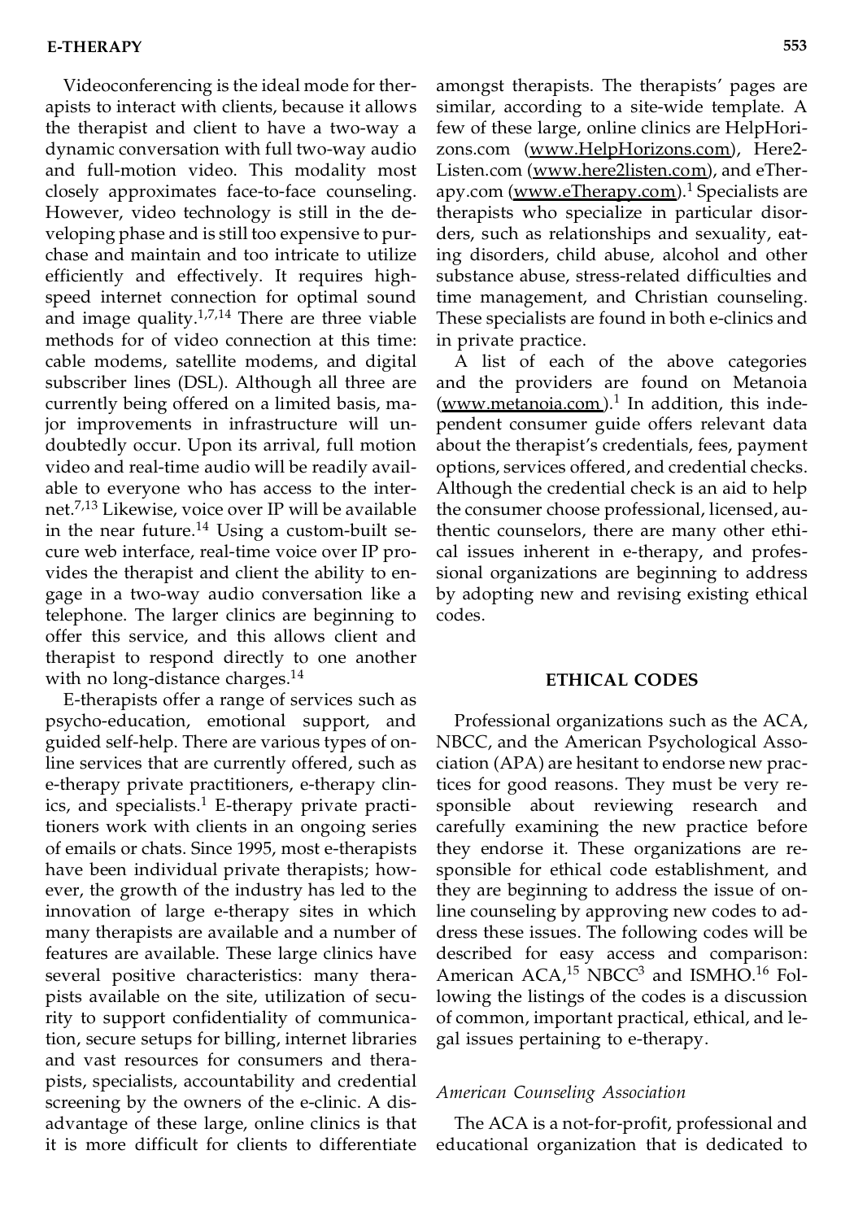Videoconferencing is the ideal mode for therapists to interact with clients, because it allows the therapist and client to have a two-way a dynamic conversation with full two-way audio and full-motion video. This modality most closely approximates face-to-face counseling. However, video technology is still in the developing phase and is still too expensive to purchase and maintain and too intricate to utilize efficiently and effectively. It requires high-speed internet connection for optimal sound and image quality.[1,7,14] There are three viable methods for of video connection at this time: cable modems, satellite modems, and digital subscriber lines (DSL). Although all three are currently being offered on a limited basis, major improvements in infrastructure will undoubtedly occur. Upon its arrival, full motion video and real-time audio will be readily available to everyone who has access to the internet.[7,13] Likewise, voice over IP will be available in the near future.[14] Using a custom-built secure web interface, real-time voice over IP provides the therapist and client the ability to engage in a two-way audio conversation like a telephone. The larger clinics are beginning to offer this service, and this allows client and therapist to respond directly to one another with no long-distance charges.[14]

E-therapists offer a range of services such as psycho-education, emotional support, and guided self-help. There are various types of online services that are currently offered, such as e-therapy private practitioners, e-therapy clinics, and specialists.[1] E-therapy private practitioners work with clients in an ongoing series of emails or chats. Since 1995, most e-therapists have been individual private therapists; however, the growth of the industry has led to the innovation of large e-therapy sites in which many therapists are available and a number of features are available. These large clinics have several positive characteristics: many therapists available on the site, utilization of security to support confidentiality of communication, secure setups for billing, internet libraries and vast resources for consumers and therapists, specialists, accountability and credential screening by the owners of the e-clinic. A disadvantage of these large, online clinics is that it is more difficult for clients to differentiate amongst therapists. The therapists' pages are similar, according to a site-wide template. A few of these large, online clinics are HelpHorizons.com (www.HelpHorizons.com), Here2-Listen.com (www.here2listen.com), and eTherapy.com (www.eTherapy.com).[1] Specialists are therapists who specialize in particular disorders, such as relationships and sexuality, eating disorders, child abuse, alcohol and other substance abuse, stress-related difficulties and time management, and Christian counseling. These specialists are found in both e-clinics and in private practice.

A list of each of the above categories and the providers are found on Metanoia (www.metanoia.com).[1] In addition, this independent consumer guide offers relevant data about the therapist's credentials, fees, payment options, services offered, and credential checks. Although the credential check is an aid to help the consumer choose professional, licensed, authentic counselors, there are many other ethical issues inherent in e-therapy, and professional organizations are beginning to address by adopting new and revising existing ethical codes.

## ETHICAL CODES

Professional organizations such as the ACA, NBCC, and the American Psychological Association (APA) are hesitant to endorse new practices for good reasons. They must be very responsible about reviewing research and carefully examining the new practice before they endorse it. These organizations are responsible for ethical code establishment, and they are beginning to address the issue of online counseling by approving new codes to address these issues. The following codes will be described for easy access and comparison: American ACA,[15] NBCC[3] and ISMHO.[16] Following the listings of the codes is a discussion of common, important practical, ethical, and legal issues pertaining to e-therapy.

### *American Counseling Association*

The ACA is a not-for-profit, professional and educational organization that is dedicated to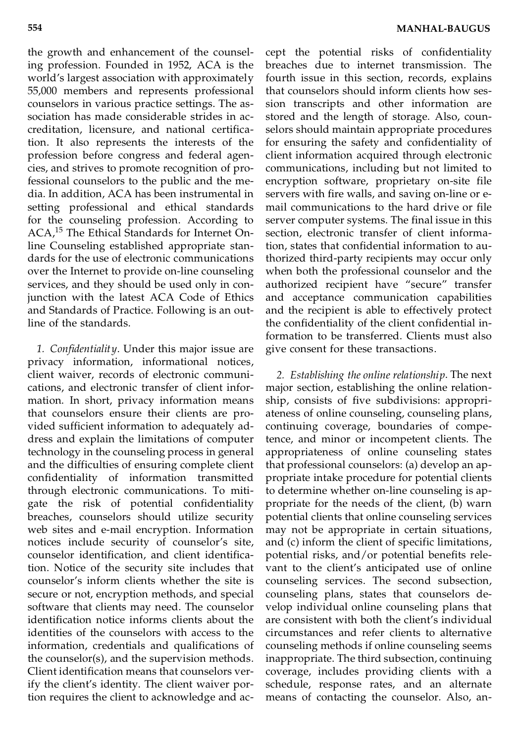the growth and enhancement of the counseling profession. Founded in 1952, ACA is the world's largest association with approximately 55,000 members and represents professional counselors in various practice settings. The association has made considerable strides in accreditation, licensure, and national certification. It also represents the interests of the profession before congress and federal agencies, and strives to promote recognition of professional counselors to the public and the media. In addition, ACA has been instrumental in setting professional and ethical standards for the counseling profession. According to ACA,[15] The Ethical Standards for Internet Online Counseling established appropriate standards for the use of electronic communications over the Internet to provide on-line counseling services, and they should be used only in conjunction with the latest ACA Code of Ethics and Standards of Practice. Following is an outline of the standards.

*1. Confidentiality*. Under this major issue are privacy information, informational notices, client waiver, records of electronic communications, and electronic transfer of client information. In short, privacy information means that counselors ensure their clients are provided sufficient information to adequately address and explain the limitations of computer technology in the counseling process in general and the difficulties of ensuring complete client confidentiality of information transmitted through electronic communications. To mitigate the risk of potential confidentiality breaches, counselors should utilize security web sites and e-mail encryption. Information notices include security of counselor's site, counselor identification, and client identification. Notice of the security site includes that counselor's inform clients whether the site is secure or not, encryption methods, and special software that clients may need. The counselor identification notice informs clients about the identities of the counselors with access to the information, credentials and qualifications of the counselor(s), and the supervision methods. Client identification means that counselors verify the client's identity. The client waiver portion requires the client to acknowledge and accept the potential risks of confidentiality breaches due to internet transmission. The fourth issue in this section, records, explains that counselors should inform clients how session transcripts and other information are stored and the length of storage. Also, counselors should maintain appropriate procedures for ensuring the safety and confidentiality of client information acquired through electronic communications, including but not limited to encryption software, proprietary on-site file servers with fire walls, and saving on-line or e-mail communications to the hard drive or file server computer systems. The final issue in this section, electronic transfer of client information, states that confidential information to authorized third-party recipients may occur only when both the professional counselor and the authorized recipient have "secure" transfer and acceptance communication capabilities and the recipient is able to effectively protect the confidentiality of the client confidential information to be transferred. Clients must also give consent for these transactions.

*2. Establishing the online relationship*. The next major section, establishing the online relationship, consists of five subdivisions: appropriateness of online counseling, counseling plans, continuing coverage, boundaries of competence, and minor or incompetent clients. The appropriateness of online counseling states that professional counselors: (a) develop an appropriate intake procedure for potential clients to determine whether on-line counseling is appropriate for the needs of the client, (b) warn potential clients that online counseling services may not be appropriate in certain situations, and (c) inform the client of specific limitations, potential risks, and/or potential benefits relevant to the client's anticipated use of online counseling services. The second subsection, counseling plans, states that counselors develop individual online counseling plans that are consistent with both the client's individual circumstances and refer clients to alternative counseling methods if online counseling seems inappropriate. The third subsection, continuing coverage, includes providing clients with a schedule, response rates, and an alternate means of contacting the counselor. Also, an-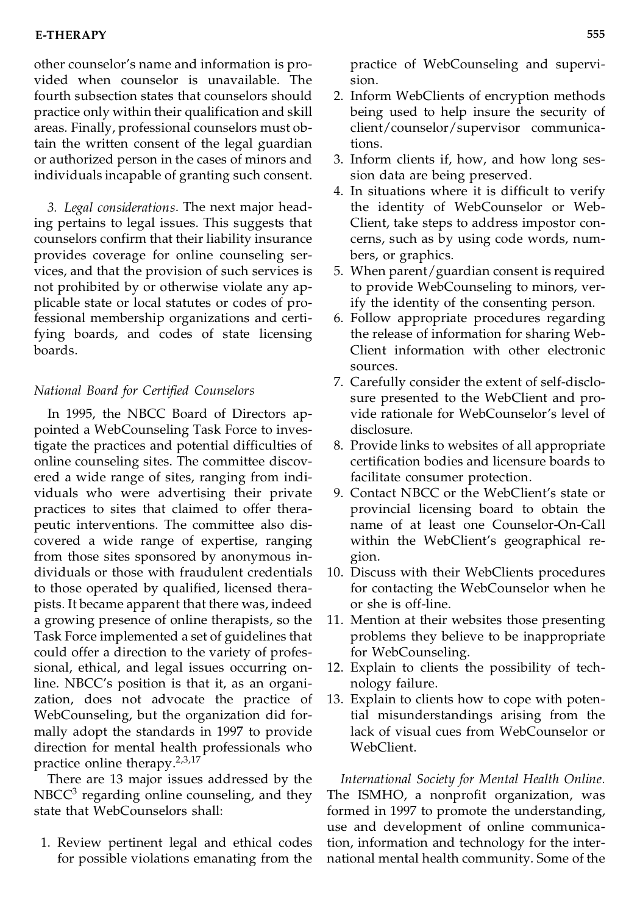other counselor's name and information is provided when counselor is unavailable. The fourth subsection states that counselors should practice only within their qualification and skill areas. Finally, professional counselors must obtain the written consent of the legal guardian or authorized person in the cases of minors and individuals incapable of granting such consent.

*3. Legal considerations*. The next major heading pertains to legal issues. This suggests that counselors confirm that their liability insurance provides coverage for online counseling services, and that the provision of such services is not prohibited by or otherwise violate any applicable state or local statutes or codes of professional membership organizations and certifying boards, and codes of state licensing boards.

### *National Board for Certified Counselors*

In 1995, the NBCC Board of Directors appointed a WebCounseling Task Force to investigate the practices and potential difficulties of online counseling sites. The committee discovered a wide range of sites, ranging from individuals who were advertising their private practices to sites that claimed to offer therapeutic interventions. The committee also discovered a wide range of expertise, ranging from those sites sponsored by anonymous individuals or those with fraudulent credentials to those operated by qualified, licensed therapists. It became apparent that there was, indeed a growing presence of online therapists, so the Task Force implemented a set of guidelines that could offer a direction to the variety of professional, ethical, and legal issues occurring online. NBCC's position is that it, as an organization, does not advocate the practice of WebCounseling, but the organization did formally adopt the standards in 1997 to provide direction for mental health professionals who practice online therapy.[2,3,17]

There are 13 major issues addressed by the NBCC[3] regarding online counseling, and they state that WebCounselors shall:

1. Review pertinent legal and ethical codes for possible violations emanating from the practice of WebCounseling and supervision.
2. Inform WebClients of encryption methods being used to help insure the security of client/counselor/supervisor communications.
3. Inform clients if, how, and how long session data are being preserved.
4. In situations where it is difficult to verify the identity of WebCounselor or WebClient, take steps to address impostor concerns, such as by using code words, numbers, or graphics.
5. When parent/guardian consent is required to provide WebCounseling to minors, verify the identity of the consenting person.
6. Follow appropriate procedures regarding the release of information for sharing WebClient information with other electronic sources.
7. Carefully consider the extent of self-disclosure presented to the WebClient and provide rationale for WebCounselor's level of disclosure.
8. Provide links to websites of all appropriate certification bodies and licensure boards to facilitate consumer protection.
9. Contact NBCC or the WebClient's state or provincial licensing board to obtain the name of at least one Counselor-On-Call within the WebClient's geographical region.
10. Discuss with their WebClients procedures for contacting the WebCounselor when he or she is off-line.
11. Mention at their websites those presenting problems they believe to be inappropriate for WebCounseling.
12. Explain to clients the possibility of technology failure.
13. Explain to clients how to cope with potential misunderstandings arising from the lack of visual cues from WebCounselor or WebClient.

*International Society for Mental Health Online.* The ISMHO, a nonprofit organization, was formed in 1997 to promote the understanding, use and development of online communication, information and technology for the international mental health community. Some of the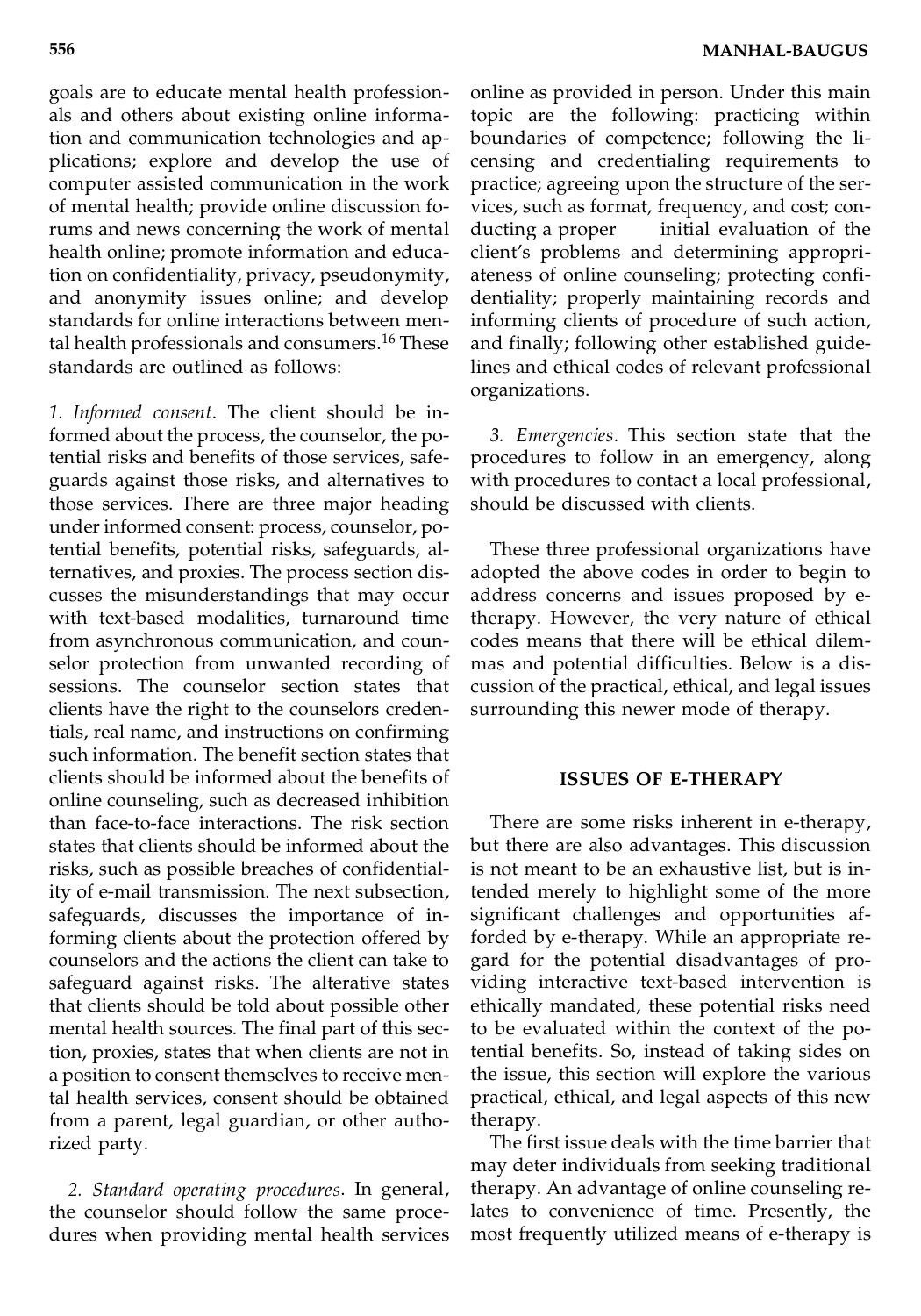goals are to educate mental health professionals and others about existing online information and communication technologies and applications; explore and develop the use of computer assisted communication in the work of mental health; provide online discussion forums and news concerning the work of mental health online; promote information and education on confidentiality, privacy, pseudonymity, and anonymity issues online; and develop standards for online interactions between mental health professionals and consumers.[16] These standards are outlined as follows:

*1. Informed consent*. The client should be informed about the process, the counselor, the potential risks and benefits of those services, safeguards against those risks, and alternatives to those services. There are three major heading under informed consent: process, counselor, potential benefits, potential risks, safeguards, alternatives, and proxies. The process section discusses the misunderstandings that may occur with text-based modalities, turnaround time from asynchronous communication, and counselor protection from unwanted recording of sessions. The counselor section states that clients have the right to the counselors credentials, real name, and instructions on confirming such information. The benefit section states that clients should be informed about the benefits of online counseling, such as decreased inhibition than face-to-face interactions. The risk section states that clients should be informed about the risks, such as possible breaches of confidentiality of e-mail transmission. The next subsection, safeguards, discusses the importance of informing clients about the protection offered by counselors and the actions the client can take to safeguard against risks. The alterative states that clients should be told about possible other mental health sources. The final part of this section, proxies, states that when clients are not in a position to consent themselves to receive mental health services, consent should be obtained from a parent, legal guardian, or other authorized party.

*2. Standard operating procedures*. In general, the counselor should follow the same procedures when providing mental health services online as provided in person. Under this main topic are the following: practicing within boundaries of competence; following the licensing and credentialing requirements to practice; agreeing upon the structure of the services, such as format, frequency, and cost; conducting a proper initial evaluation of the client's problems and determining appropriateness of online counseling; protecting confidentiality; properly maintaining records and informing clients of procedure of such action, and finally; following other established guidelines and ethical codes of relevant professional organizations.

*3. Emergencies*. This section state that the procedures to follow in an emergency, along with procedures to contact a local professional, should be discussed with clients.

These three professional organizations have adopted the above codes in order to begin to address concerns and issues proposed by e-therapy. However, the very nature of ethical codes means that there will be ethical dilemmas and potential difficulties. Below is a discussion of the practical, ethical, and legal issues surrounding this newer mode of therapy.

## ISSUES OF E-THERAPY

There are some risks inherent in e-therapy, but there are also advantages. This discussion is not meant to be an exhaustive list, but is intended merely to highlight some of the more significant challenges and opportunities afforded by e-therapy. While an appropriate regard for the potential disadvantages of providing interactive text-based intervention is ethically mandated, these potential risks need to be evaluated within the context of the potential benefits. So, instead of taking sides on the issue, this section will explore the various practical, ethical, and legal aspects of this new therapy.

The first issue deals with the time barrier that may deter individuals from seeking traditional therapy. An advantage of online counseling relates to convenience of time. Presently, the most frequently utilized means of e-therapy is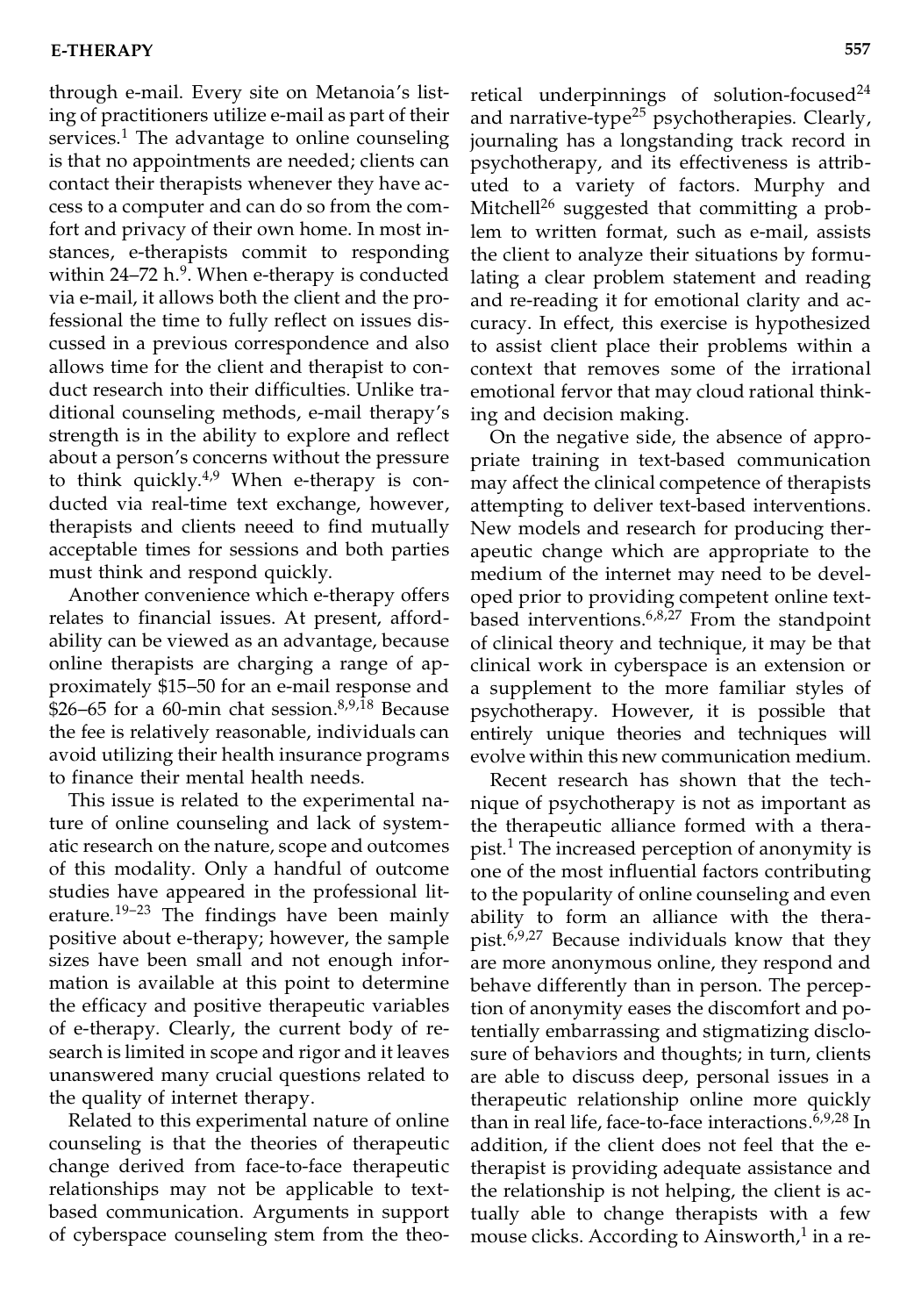through e-mail. Every site on Metanoia's listing of practitioners utilize e-mail as part of their services.[1] The advantage to online counseling is that no appointments are needed; clients can contact their therapists whenever they have access to a computer and can do so from the comfort and privacy of their own home. In most instances, e-therapists commit to responding within 24–72 h.[9]. When e-therapy is conducted via e-mail, it allows both the client and the professional the time to fully reflect on issues discussed in a previous correspondence and also allows time for the client and therapist to conduct research into their difficulties. Unlike traditional counseling methods, e-mail therapy's strength is in the ability to explore and reflect about a person's concerns without the pressure to think quickly.[4,9] When e-therapy is conducted via real-time text exchange, however, therapists and clients neeed to find mutually acceptable times for sessions and both parties must think and respond quickly.

Another convenience which e-therapy offers relates to financial issues. At present, affordability can be viewed as an advantage, because online therapists are charging a range of approximately $15–50 for an e-mail response and $26–65 for a 60-min chat session.[8,9,18] Because the fee is relatively reasonable, individuals can avoid utilizing their health insurance programs to finance their mental health needs.

This issue is related to the experimental nature of online counseling and lack of systematic research on the nature, scope and outcomes of this modality. Only a handful of outcome studies have appeared in the professional literature.[19–23] The findings have been mainly positive about e-therapy; however, the sample sizes have been small and not enough information is available at this point to determine the efficacy and positive therapeutic variables of e-therapy. Clearly, the current body of research is limited in scope and rigor and it leaves unanswered many crucial questions related to the quality of internet therapy.

Related to this experimental nature of online counseling is that the theories of therapeutic change derived from face-to-face therapeutic relationships may not be applicable to text-based communication. Arguments in support of cyberspace counseling stem from the theoretical underpinnings of solution-focused[24] and narrative-type[25] psychotherapies. Clearly, journaling has a longstanding track record in psychotherapy, and its effectiveness is attributed to a variety of factors. Murphy and Mitchell[26] suggested that committing a problem to written format, such as e-mail, assists the client to analyze their situations by formulating a clear problem statement and reading and re-reading it for emotional clarity and accuracy. In effect, this exercise is hypothesized to assist client place their problems within a context that removes some of the irrational emotional fervor that may cloud rational thinking and decision making.

On the negative side, the absence of appropriate training in text-based communication may affect the clinical competence of therapists attempting to deliver text-based interventions. New models and research for producing therapeutic change which are appropriate to the medium of the internet may need to be developed prior to providing competent online text-based interventions.[6,8,27] From the standpoint of clinical theory and technique, it may be that clinical work in cyberspace is an extension or a supplement to the more familiar styles of psychotherapy. However, it is possible that entirely unique theories and techniques will evolve within this new communication medium.

Recent research has shown that the technique of psychotherapy is not as important as the therapeutic alliance formed with a therapist.[1] The increased perception of anonymity is one of the most influential factors contributing to the popularity of online counseling and even ability to form an alliance with the therapist.[6,9,27] Because individuals know that they are more anonymous online, they respond and behave differently than in person. The perception of anonymity eases the discomfort and potentially embarrassing and stigmatizing disclosure of behaviors and thoughts; in turn, clients are able to discuss deep, personal issues in a therapeutic relationship online more quickly than in real life, face-to-face interactions.[6,9,28] In addition, if the client does not feel that the e-therapist is providing adequate assistance and the relationship is not helping, the client is actually able to change therapists with a few mouse clicks. According to Ainsworth,[1] in a re-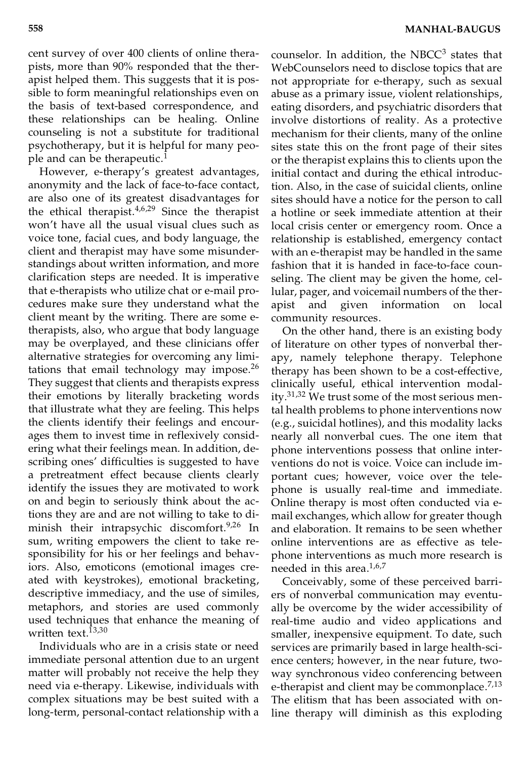cent survey of over 400 clients of online therapists, more than 90% responded that the therapist helped them. This suggests that it is possible to form meaningful relationships even on the basis of text-based correspondence, and these relationships can be healing. Online counseling is not a substitute for traditional psychotherapy, but it is helpful for many people and can be therapeutic.[1]

However, e-therapy's greatest advantages, anonymity and the lack of face-to-face contact, are also one of its greatest disadvantages for the ethical therapist.[4,6,29] Since the therapist won't have all the usual visual clues such as voice tone, facial cues, and body language, the client and therapist may have some misunderstandings about written information, and more clarification steps are needed. It is imperative that e-therapists who utilize chat or e-mail procedures make sure they understand what the client meant by the writing. There are some e-therapists, also, who argue that body language may be overplayed, and these clinicians offer alternative strategies for overcoming any limitations that email technology may impose.[26] They suggest that clients and therapists express their emotions by literally bracketing words that illustrate what they are feeling. This helps the clients identify their feelings and encourages them to invest time in reflexively considering what their feelings mean. In addition, describing ones' difficulties is suggested to have a pretreatment effect because clients clearly identify the issues they are motivated to work on and begin to seriously think about the actions they are and are not willing to take to diminish their intrapsychic discomfort.[9,26] In sum, writing empowers the client to take responsibility for his or her feelings and behaviors. Also, emoticons (emotional images created with keystrokes), emotional bracketing, descriptive immediacy, and the use of similes, metaphors, and stories are used commonly used techniques that enhance the meaning of written text.[13,30]

Individuals who are in a crisis state or need immediate personal attention due to an urgent matter will probably not receive the help they need via e-therapy. Likewise, individuals with complex situations may be best suited with a long-term, personal-contact relationship with a counselor. In addition, the NBCC[3] states that WebCounselors need to disclose topics that are not appropriate for e-therapy, such as sexual abuse as a primary issue, violent relationships, eating disorders, and psychiatric disorders that involve distortions of reality. As a protective mechanism for their clients, many of the online sites state this on the front page of their sites or the therapist explains this to clients upon the initial contact and during the ethical introduction. Also, in the case of suicidal clients, online sites should have a notice for the person to call a hotline or seek immediate attention at their local crisis center or emergency room. Once a relationship is established, emergency contact with an e-therapist may be handled in the same fashion that it is handed in face-to-face counseling. The client may be given the home, cellular, pager, and voicemail numbers of the therapist and given information on local community resources.

On the other hand, there is an existing body of literature on other types of nonverbal therapy, namely telephone therapy. Telephone therapy has been shown to be a cost-effective, clinically useful, ethical intervention modality.[31,32] We trust some of the most serious mental health problems to phone interventions now (e.g., suicidal hotlines), and this modality lacks nearly all nonverbal cues. The one item that phone interventions possess that online interventions do not is voice. Voice can include important cues; however, voice over the telephone is usually real-time and immediate. Online therapy is most often conducted via e-mail exchanges, which allow for greater though and elaboration. It remains to be seen whether online interventions are as effective as telephone interventions as much more research is needed in this area.[1,6,7]

Conceivably, some of these perceived barriers of nonverbal communication may eventually be overcome by the wider accessibility of real-time audio and video applications and smaller, inexpensive equipment. To date, such services are primarily based in large health-science centers; however, in the near future, two-way synchronous video conferencing between e-therapist and client may be commonplace.[7,13] The elitism that has been associated with online therapy will diminish as this exploding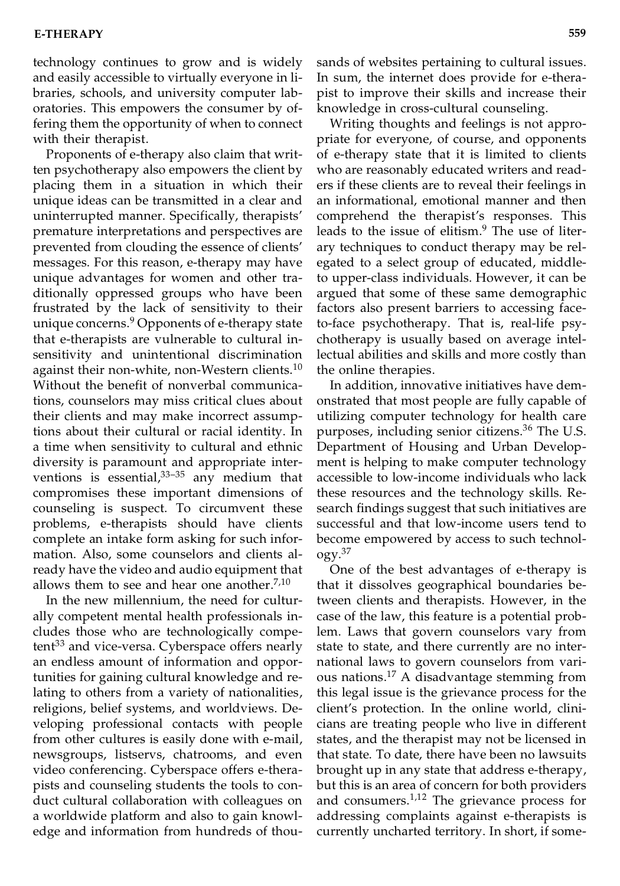technology continues to grow and is widely and easily accessible to virtually everyone in libraries, schools, and university computer laboratories. This empowers the consumer by offering them the opportunity of when to connect with their therapist.

Proponents of e-therapy also claim that written psychotherapy also empowers the client by placing them in a situation in which their unique ideas can be transmitted in a clear and uninterrupted manner. Specifically, therapists' premature interpretations and perspectives are prevented from clouding the essence of clients' messages. For this reason, e-therapy may have unique advantages for women and other traditionally oppressed groups who have been frustrated by the lack of sensitivity to their unique concerns.[9] Opponents of e-therapy state that e-therapists are vulnerable to cultural insensitivity and unintentional discrimination against their non-white, non-Western clients.[10] Without the benefit of nonverbal communications, counselors may miss critical clues about their clients and may make incorrect assumptions about their cultural or racial identity. In a time when sensitivity to cultural and ethnic diversity is paramount and appropriate interventions is essential,[33–35] any medium that compromises these important dimensions of counseling is suspect. To circumvent these problems, e-therapists should have clients complete an intake form asking for such information. Also, some counselors and clients already have the video and audio equipment that allows them to see and hear one another.[7,10]

In the new millennium, the need for culturally competent mental health professionals includes those who are technologically competent[33] and vice-versa. Cyberspace offers nearly an endless amount of information and opportunities for gaining cultural knowledge and relating to others from a variety of nationalities, religions, belief systems, and worldviews. Developing professional contacts with people from other cultures is easily done with e-mail, newsgroups, listservs, chatrooms, and even video conferencing. Cyberspace offers e-therapists and counseling students the tools to conduct cultural collaboration with colleagues on a worldwide platform and also to gain knowledge and information from hundreds of thousands of websites pertaining to cultural issues. In sum, the internet does provide for e-therapist to improve their skills and increase their knowledge in cross-cultural counseling.

Writing thoughts and feelings is not appropriate for everyone, of course, and opponents of e-therapy state that it is limited to clients who are reasonably educated writers and readers if these clients are to reveal their feelings in an informational, emotional manner and then comprehend the therapist's responses. This leads to the issue of elitism.[9] The use of literary techniques to conduct therapy may be relegated to a select group of educated, middle- to upper-class individuals. However, it can be argued that some of these same demographic factors also present barriers to accessing face-to-face psychotherapy. That is, real-life psychotherapy is usually based on average intellectual abilities and skills and more costly than the online therapies.

In addition, innovative initiatives have demonstrated that most people are fully capable of utilizing computer technology for health care purposes, including senior citizens.[36] The U.S. Department of Housing and Urban Development is helping to make computer technology accessible to low-income individuals who lack these resources and the technology skills. Research findings suggest that such initiatives are successful and that low-income users tend to become empowered by access to such technology.[37]

One of the best advantages of e-therapy is that it dissolves geographical boundaries between clients and therapists. However, in the case of the law, this feature is a potential problem. Laws that govern counselors vary from state to state, and there currently are no international laws to govern counselors from various nations.[17] A disadvantage stemming from this legal issue is the grievance process for the client's protection. In the online world, clinicians are treating people who live in different states, and the therapist may not be licensed in that state. To date, there have been no lawsuits brought up in any state that address e-therapy, but this is an area of concern for both providers and consumers.[1,12] The grievance process for addressing complaints against e-therapists is currently uncharted territory. In short, if some-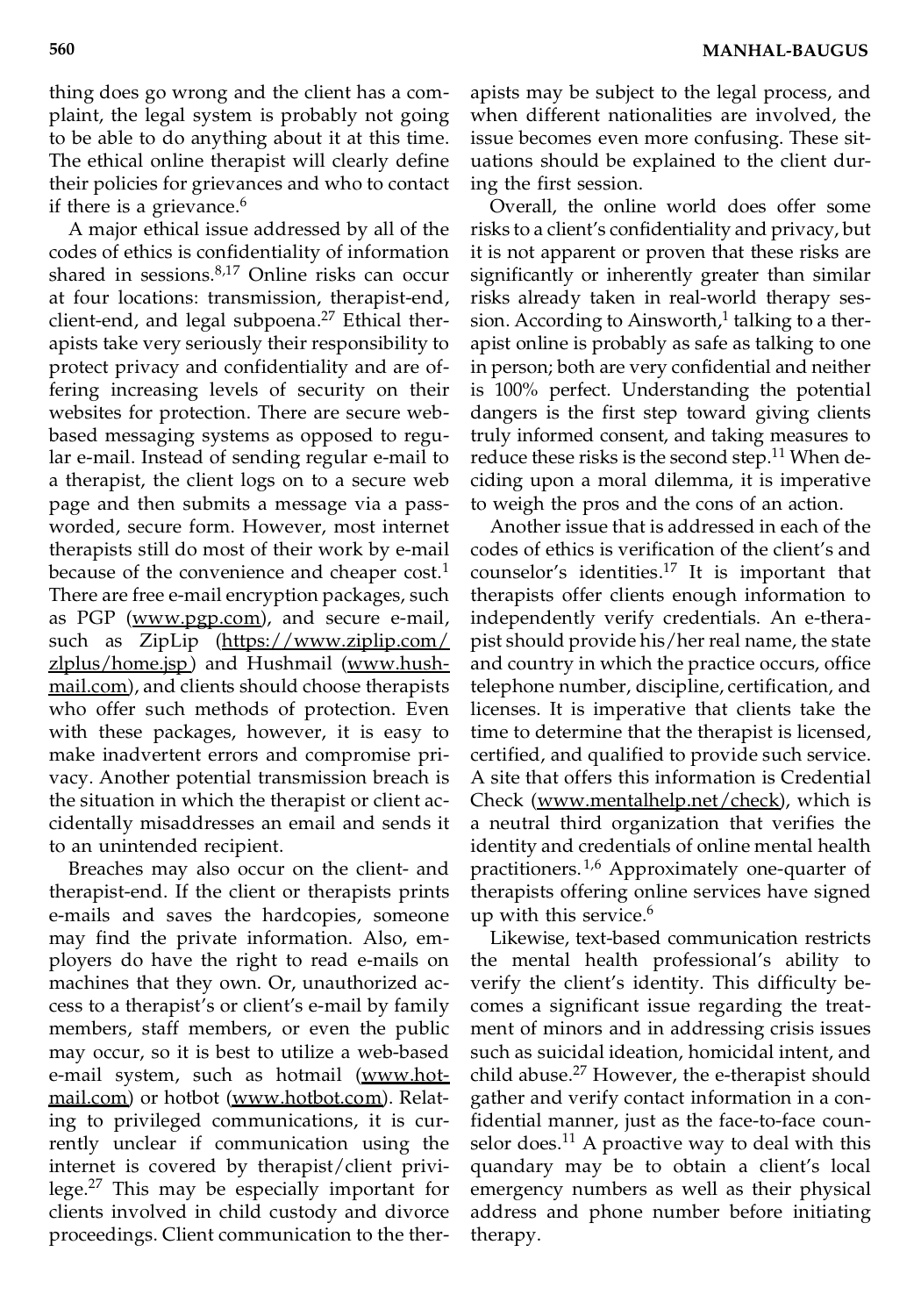thing does go wrong and the client has a complaint, the legal system is probably not going to be able to do anything about it at this time. The ethical online therapist will clearly define their policies for grievances and who to contact if there is a grievance.[6]

A major ethical issue addressed by all of the codes of ethics is confidentiality of information shared in sessions.[8,17] Online risks can occur at four locations: transmission, therapist-end, client-end, and legal subpoena.[27] Ethical therapists take very seriously their responsibility to protect privacy and confidentiality and are offering increasing levels of security on their websites for protection. There are secure web-based messaging systems as opposed to regular e-mail. Instead of sending regular e-mail to a therapist, the client logs on to a secure web page and then submits a message via a passworded, secure form. However, most internet therapists still do most of their work by e-mail because of the convenience and cheaper cost.[1] There are free e-mail encryption packages, such as PGP (www.pgp.com), and secure e-mail, such as ZipLip (https://www.ziplip.com/zlplus/home.jsp) and Hushmail (www.hushmail.com), and clients should choose therapists who offer such methods of protection. Even with these packages, however, it is easy to make inadvertent errors and compromise privacy. Another potential transmission breach is the situation in which the therapist or client accidentally misaddresses an email and sends it to an unintended recipient.

Breaches may also occur on the client- and therapist-end. If the client or therapists prints e-mails and saves the hardcopies, someone may find the private information. Also, employers do have the right to read e-mails on machines that they own. Or, unauthorized access to a therapist's or client's e-mail by family members, staff members, or even the public may occur, so it is best to utilize a web-based e-mail system, such as hotmail (www.hotmail.com) or hotbot (www.hotbot.com). Relating to privileged communications, it is currently unclear if communication using the internet is covered by therapist/client privilege.[27] This may be especially important for clients involved in child custody and divorce proceedings. Client communication to the therapists may be subject to the legal process, and when different nationalities are involved, the issue becomes even more confusing. These situations should be explained to the client during the first session.

Overall, the online world does offer some risks to a client's confidentiality and privacy, but it is not apparent or proven that these risks are significantly or inherently greater than similar risks already taken in real-world therapy session. According to Ainsworth,[1] talking to a therapist online is probably as safe as talking to one in person; both are very confidential and neither is 100% perfect. Understanding the potential dangers is the first step toward giving clients truly informed consent, and taking measures to reduce these risks is the second step.[11] When deciding upon a moral dilemma, it is imperative to weigh the pros and the cons of an action.

Another issue that is addressed in each of the codes of ethics is verification of the client's and counselor's identities.[17] It is important that therapists offer clients enough information to independently verify credentials. An e-therapist should provide his/her real name, the state and country in which the practice occurs, office telephone number, discipline, certification, and licenses. It is imperative that clients take the time to determine that the therapist is licensed, certified, and qualified to provide such service. A site that offers this information is Credential Check (www.mentalhelp.net/check), which is a neutral third organization that verifies the identity and credentials of online mental health practitioners.[1,6] Approximately one-quarter of therapists offering online services have signed up with this service.[6]

Likewise, text-based communication restricts the mental health professional's ability to verify the client's identity. This difficulty becomes a significant issue regarding the treatment of minors and in addressing crisis issues such as suicidal ideation, homicidal intent, and child abuse.[27] However, the e-therapist should gather and verify contact information in a confidential manner, just as the face-to-face counselor does.[11] A proactive way to deal with this quandary may be to obtain a client's local emergency numbers as well as their physical address and phone number before initiating therapy.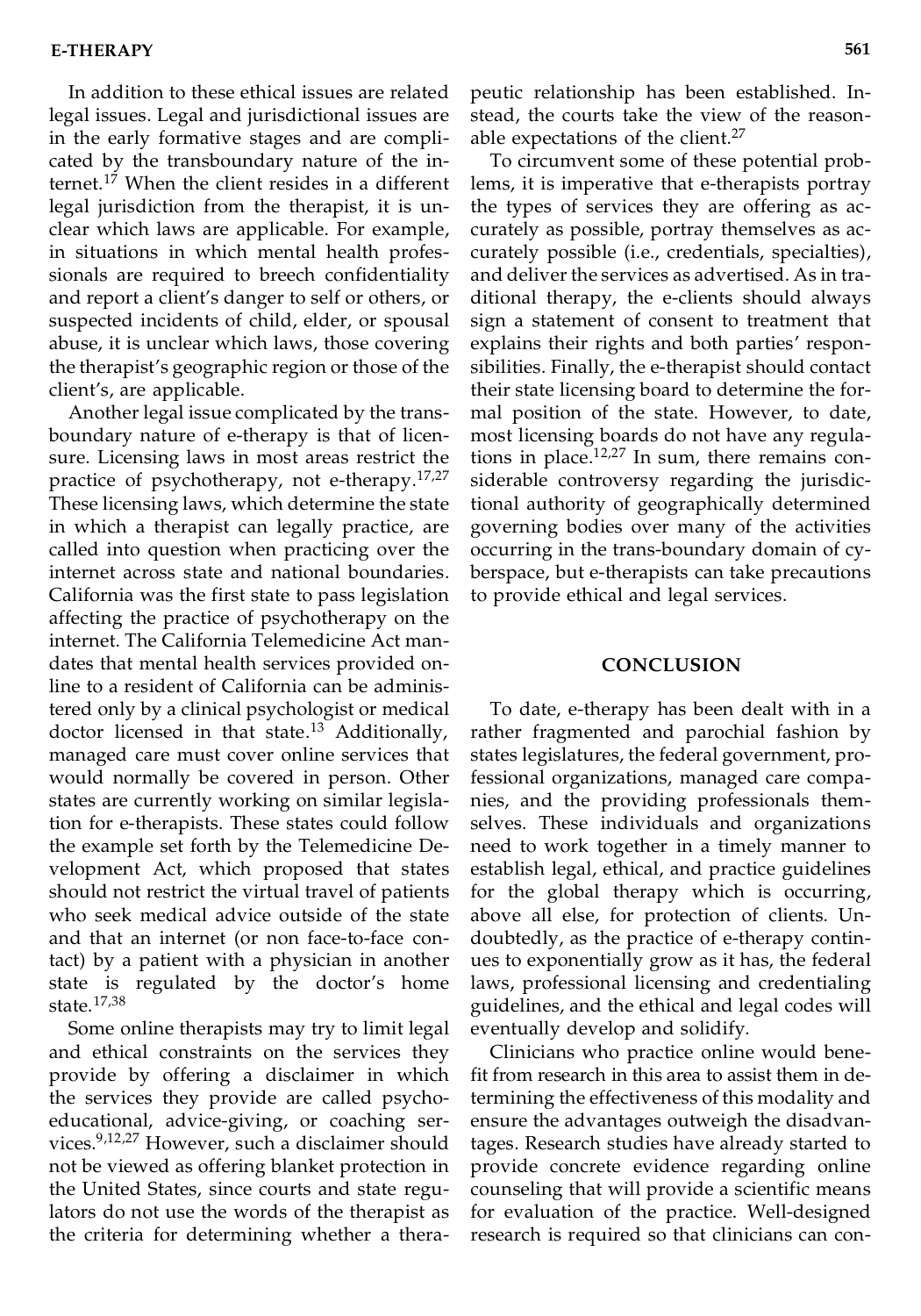In addition to these ethical issues are related legal issues. Legal and jurisdictional issues are in the early formative stages and are complicated by the transboundary nature of the internet.[17] When the client resides in a different legal jurisdiction from the therapist, it is unclear which laws are applicable. For example, in situations in which mental health professionals are required to breech confidentiality and report a client's danger to self or others, or suspected incidents of child, elder, or spousal abuse, it is unclear which laws, those covering the therapist's geographic region or those of the client's, are applicable.

Another legal issue complicated by the transboundary nature of e-therapy is that of licensure. Licensing laws in most areas restrict the practice of psychotherapy, not e-therapy.[17,27] These licensing laws, which determine the state in which a therapist can legally practice, are called into question when practicing over the internet across state and national boundaries. California was the first state to pass legislation affecting the practice of psychotherapy on the internet. The California Telemedicine Act mandates that mental health services provided online to a resident of California can be administered only by a clinical psychologist or medical doctor licensed in that state.[13] Additionally, managed care must cover online services that would normally be covered in person. Other states are currently working on similar legislation for e-therapists. These states could follow the example set forth by the Telemedicine Development Act, which proposed that states should not restrict the virtual travel of patients who seek medical advice outside of the state and that an internet (or non face-to-face contact) by a patient with a physician in another state is regulated by the doctor's home state.[17,38]

Some online therapists may try to limit legal and ethical constraints on the services they provide by offering a disclaimer in which the services they provide are called psychoeducational, advice-giving, or coaching services.[9,12,27] However, such a disclaimer should not be viewed as offering blanket protection in the United States, since courts and state regulators do not use the words of the therapist as the criteria for determining whether a therapeutic relationship has been established. Instead, the courts take the view of the reasonable expectations of the client.[27]

To circumvent some of these potential problems, it is imperative that e-therapists portray the types of services they are offering as accurately as possible, portray themselves as accurately possible (i.e., credentials, specialties), and deliver the services as advertised. As in traditional therapy, the e-clients should always sign a statement of consent to treatment that explains their rights and both parties' responsibilities. Finally, the e-therapist should contact their state licensing board to determine the formal position of the state. However, to date, most licensing boards do not have any regulations in place.[12,27] In sum, there remains considerable controversy regarding the jurisdictional authority of geographically determined governing bodies over many of the activities occurring in the trans-boundary domain of cyberspace, but e-therapists can take precautions to provide ethical and legal services.

## CONCLUSION

To date, e-therapy has been dealt with in a rather fragmented and parochial fashion by states legislatures, the federal government, professional organizations, managed care companies, and the providing professionals themselves. These individuals and organizations need to work together in a timely manner to establish legal, ethical, and practice guidelines for the global therapy which is occurring, above all else, for protection of clients. Undoubtedly, as the practice of e-therapy continues to exponentially grow as it has, the federal laws, professional licensing and credentialing guidelines, and the ethical and legal codes will eventually develop and solidify.

Clinicians who practice online would benefit from research in this area to assist them in determining the effectiveness of this modality and ensure the advantages outweigh the disadvantages. Research studies have already started to provide concrete evidence regarding online counseling that will provide a scientific means for evaluation of the practice. Well-designed research is required so that clinicians can con-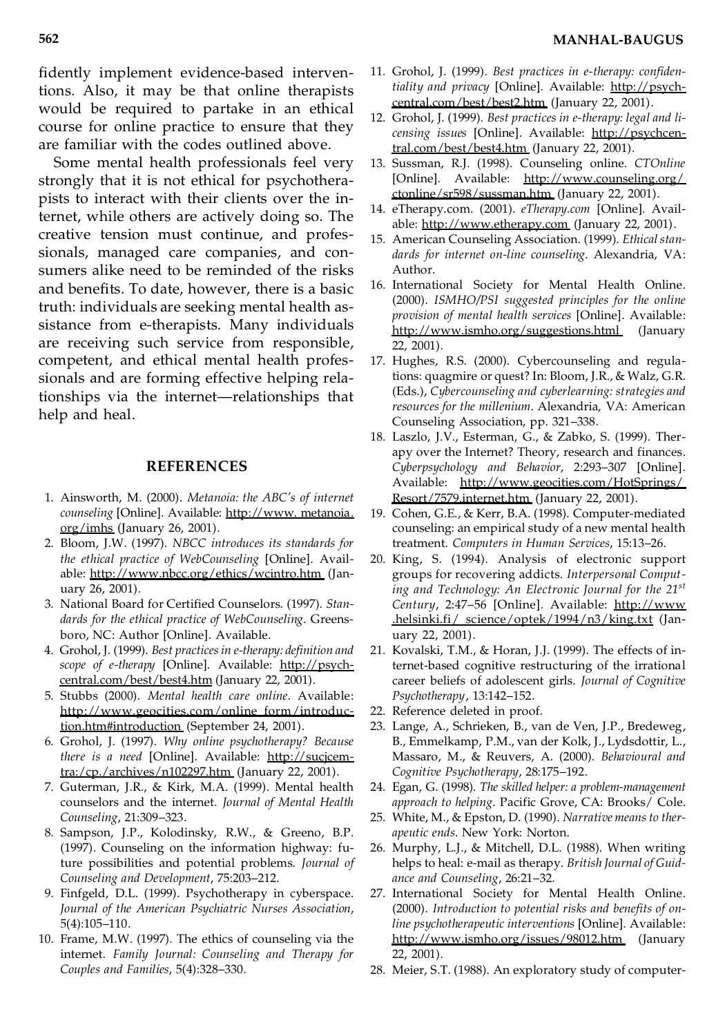fidently implement evidence-based interventions. Also, it may be that online therapists would be required to partake in an ethical course for online practice to ensure that they are familiar with the codes outlined above.

Some mental health professionals feel very strongly that it is not ethical for psychotherapists to interact with their clients over the internet, while others are actively doing so. The creative tension must continue, and professionals, managed care companies, and consumers alike need to be reminded of the risks and benefits. To date, however, there is a basic truth: individuals are seeking mental health assistance from e-therapists. Many individuals are receiving such service from responsible, competent, and ethical mental health professionals and are forming effective helping relationships via the internet—relationships that help and heal.

## REFERENCES

1. Ainsworth, M. (2000). *Metanoia: the ABC's of internet counseling* [Online]. Available: http://www. metanoia. org/imhs (January 26, 2001).
2. Bloom, J.W. (1997). *NBCC introduces its standards for the ethical practice of WebCounseling* [Online]. Available: http://www.nbcc.org/ethics/wcintro.htm (January 26, 2001).
3. National Board for Certified Counselors. (1997). *Standards for the ethical practice of WebCounseling*. Greensboro, NC: Author [Online]. Available.
4. Grohol, J. (1999). *Best practices in e-therapy: definition and scope of e-therapy* [Online]. Available: http://psychcentral.com/best/best4.htm (January 22, 2001).
5. Stubbs (2000). *Mental health care online*. Available: http://www.geocities.com/online_form/introduction.htm#introduction (September 24, 2001).
6. Grohol, J. (1997). *Why online psychotherapy? Because there is a need* [Online]. Available: http://sucjcemtra:/cp./archives/n102297.htm (January 22, 2001).
7. Guterman, J.R., & Kirk, M.A. (1999). Mental health counselors and the internet. *Journal of Mental Health Counseling*, 21:309–323.
8. Sampson, J.P., Kolodinsky, R.W., & Greeno, B.P. (1997). Counseling on the information highway: future possibilities and potential problems. *Journal of Counseling and Development*, 75:203–212.
9. Finfgeld, D.L. (1999). Psychotherapy in cyberspace. *Journal of the American Psychiatric Nurses Association*, 5(4):105–110.
10. Frame, M.W. (1997). The ethics of counseling via the internet. *Family Journal: Counseling and Therapy for Couples and Families*, 5(4):328–330.
11. Grohol, J. (1999). *Best practices in e-therapy: confidentiality and privacy* [Online]. Available: http://psychcentral.com/best/best2.htm (January 22, 2001).
12. Grohol, J. (1999). *Best practices in e-therapy: legal and licensing issues* [Online]. Available: http://psychcentral.com/best/best4.htm (January 22, 2001).
13. Sussman, R.J. (1998). Counseling online. *CTOnline* [Online]. Available: http://www.counseling.org/ctonline/sr598/sussman.htm (January 22, 2001).
14. eTherapy.com. (2001). *eTherapy.com* [Online]. Available: http://www.etherapy.com (January 22, 2001).
15. American Counseling Association. (1999). *Ethical standards for internet on-line counseling*. Alexandria, VA: Author.
16. International Society for Mental Health Online. (2000). *ISMHO/PSI suggested principles for the online provision of mental health services* [Online]. Available: http://www.ismho.org/suggestions.html (January 22, 2001).
17. Hughes, R.S. (2000). Cybercounseling and regulations: quagmire or quest? In: Bloom, J.R., & Walz, G.R. (Eds.), *Cybercounseling and cyberlearning: strategies and resources for the millenium*. Alexandria, VA: American Counseling Association, pp. 321–338.
18. Laszlo, J.V., Esterman, G., & Zabko, S. (1999). Therapy over the Internet? Theory, research and finances. *Cyberpsychology and Behavior*, 2:293–307 [Online]. Available: http://www.geocities.com/HotSprings/Resort/7579.internet.htm (January 22, 2001).
19. Cohen, G.E., & Kerr, B.A. (1998). Computer-mediated counseling: an empirical study of a new mental health treatment. *Computers in Human Services*, 15:13–26.
20. King, S. (1994). Analysis of electronic support groups for recovering addicts. *Interpersonal Computing and Technology: An Electronic Journal for the 21st Century*, 2:47–56 [Online]. Available: http://www.helsinki.fi/ science/optek/1994/n3/king.txt (January 22, 2001).
21. Kovalski, T.M., & Horan, J.J. (1999). The effects of internet-based cognitive restructuring of the irrational career beliefs of adolescent girls. *Journal of Cognitive Psychotherapy*, 13:142–152.
22. Reference deleted in proof.
23. Lange, A., Schrieken, B., van de Ven, J.P., Bredeweg, B., Emmelkamp, P.M., van der Kolk, J., Lydsdottir, L., Massaro, M., & Reuvers, A. (2000). *Behavioural and Cognitive Psychotherapy*, 28:175–192.
24. Egan, G. (1998). *The skilled helper: a problem-management approach to helping*. Pacific Grove, CA: Brooks/ Cole.
25. White, M., & Epston, D. (1990). *Narrative means to therapeutic ends*. New York: Norton.
26. Murphy, L.J., & Mitchell, D.L. (1988). When writing helps to heal: e-mail as therapy. *British Journal of Guidance and Counseling*, 26:21–32.
27. International Society for Mental Health Online. (2000). *Introduction to potential risks and benefits of online psychotherapeutic interventions* [Online]. Available: http://www.ismho.org/issues/98012.htm (January 22, 2001).
28. Meier, S.T. (1988). An exploratory study of computer-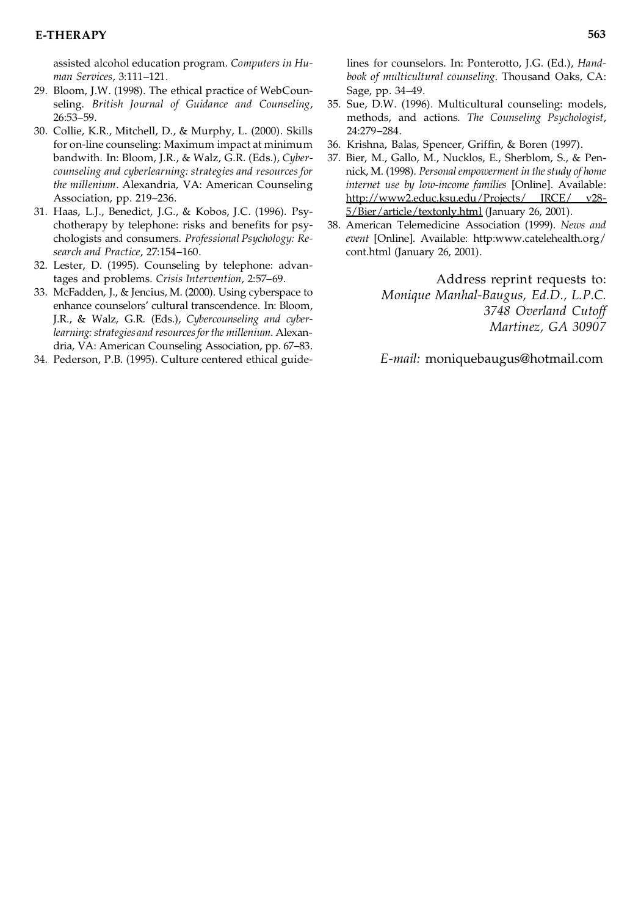assisted alcohol education program. *Computers in Human Services*, 3:111–121.

29. Bloom, J.W. (1998). The ethical practice of WebCounseling. *British Journal of Guidance and Counseling*, 26:53–59.
30. Collie, K.R., Mitchell, D., & Murphy, L. (2000). Skills for on-line counseling: Maximum impact at minimum bandwith. In: Bloom, J.R., & Walz, G.R. (Eds.), *Cybercounseling and cyberlearning: strategies and resources for the millenium*. Alexandria, VA: American Counseling Association, pp. 219–236.
31. Haas, L.J., Benedict, J.G., & Kobos, J.C. (1996). Psychotherapy by telephone: risks and benefits for psychologists and consumers. *Professional Psychology: Research and Practice*, 27:154–160.
32. Lester, D. (1995). Counseling by telephone: advantages and problems. *Crisis Intervention*, 2:57–69.
33. McFadden, J., & Jencius, M. (2000). Using cyberspace to enhance counselors' cultural transcendence. In: Bloom, J.R., & Walz, G.R. (Eds.), *Cybercounseling and cyberlearning: strategies and resources for the millenium*. Alexandria, VA: American Counseling Association, pp. 67–83.
34. Pederson, P.B. (1995). Culture centered ethical guidelines for counselors. In: Ponterotto, J.G. (Ed.), *Handbook of multicultural counseling*. Thousand Oaks, CA: Sage, pp. 34–49.
35. Sue, D.W. (1996). Multicultural counseling: models, methods, and actions. *The Counseling Psychologist*, 24:279–284.
36. Krishna, Balas, Spencer, Griffin, & Boren (1997).
37. Bier, M., Gallo, M., Nucklos, E., Sherblom, S., & Pennick, M. (1998). *Personal empowerment in the study of home internet use by low-income families* [Online]. Available: http://www2.educ.ksu.edu/Projects/ JRCE/ v28-5/Bier/article/textonly.html (January 26, 2001).
38. American Telemedicine Association (1999). *News and event* [Online]. Available: http:www.catelehealth.org/cont.html (January 26, 2001).

Address reprint requests to:
*Monique Manhal-Baugus, Ed.D., L.P.C.*
*3748 Overland Cutoff*
*Martinez, GA 30907*

*E-mail:* moniquebaugus@hotmail.com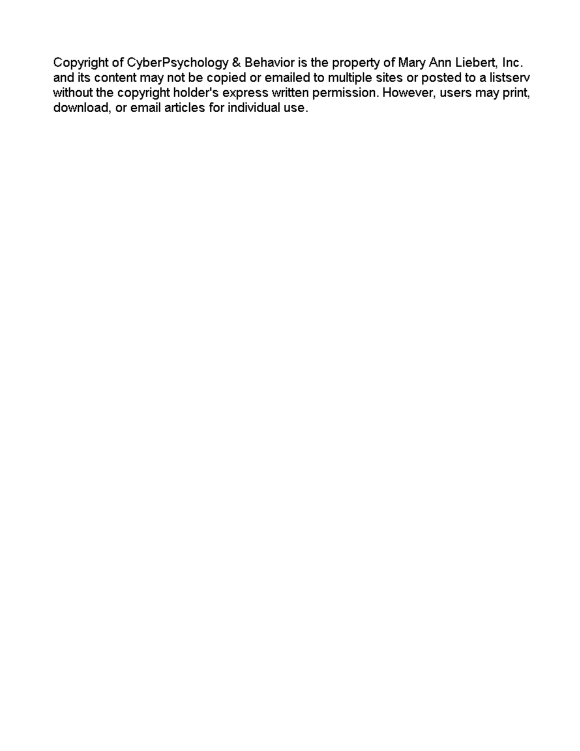Copyright of CyberPsychology & Behavior is the property of Mary Ann Liebert, Inc. and its content may not be copied or emailed to multiple sites or posted to a listserv without the copyright holder's express written permission. However, users may print, download, or email articles for individual use.